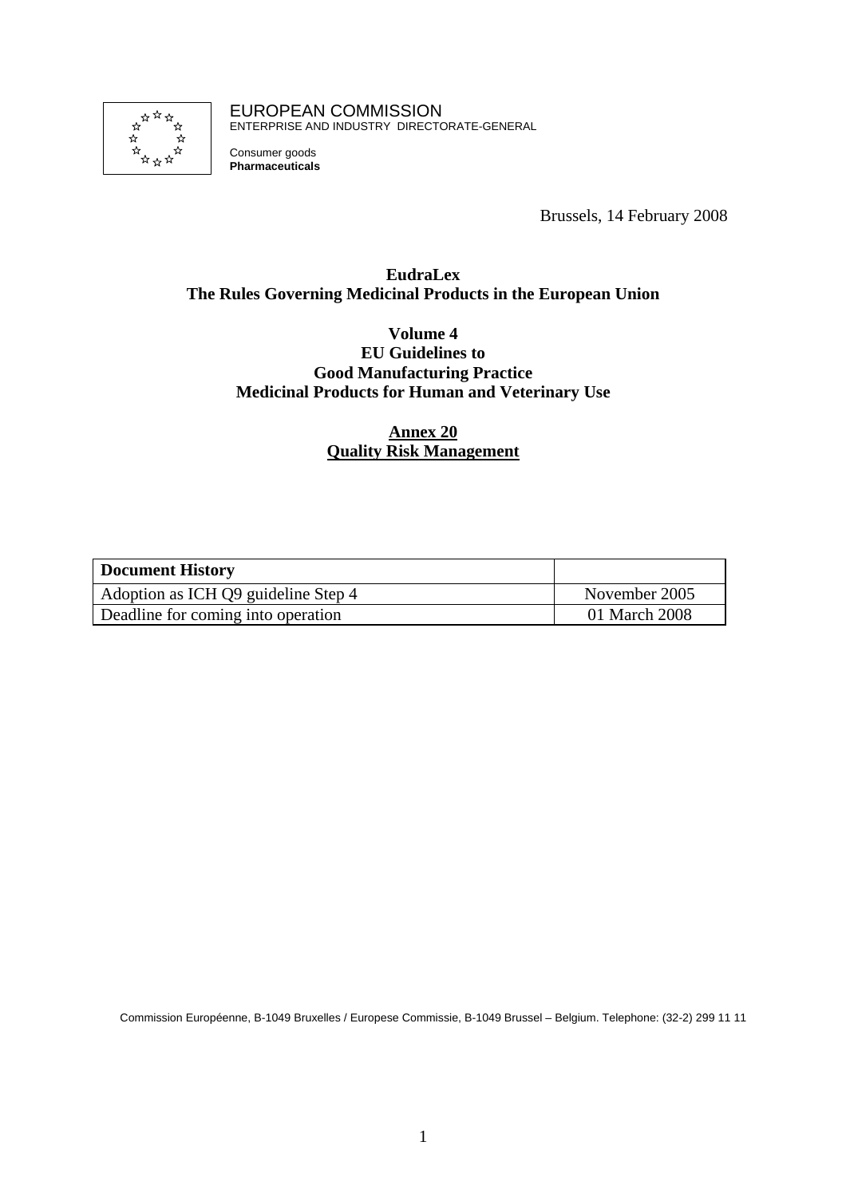EUROPEAN COMMISSION
ENTERPRISE AND INDUSTRY DIRECTORATE-GENERAL

Consumer goods
**Pharmaceuticals**

Brussels, 14 February 2008

**EudraLex**
**The Rules Governing Medicinal Products in the European Union**

**Volume 4**
**EU Guidelines to**
**Good Manufacturing Practice**
**Medicinal Products for Human and Veterinary Use**

**Annex 20**
**Quality Risk Management**

| **Document History** | |
|---|---|
| Adoption as ICH Q9 guideline Step 4 | November 2005 |
| Deadline for coming into operation | 01 March 2008 |

Commission Européenne, B-1049 Bruxelles / Europese Commissie, B-1049 Brussel – Belgium. Telephone: (32-2) 299 11 11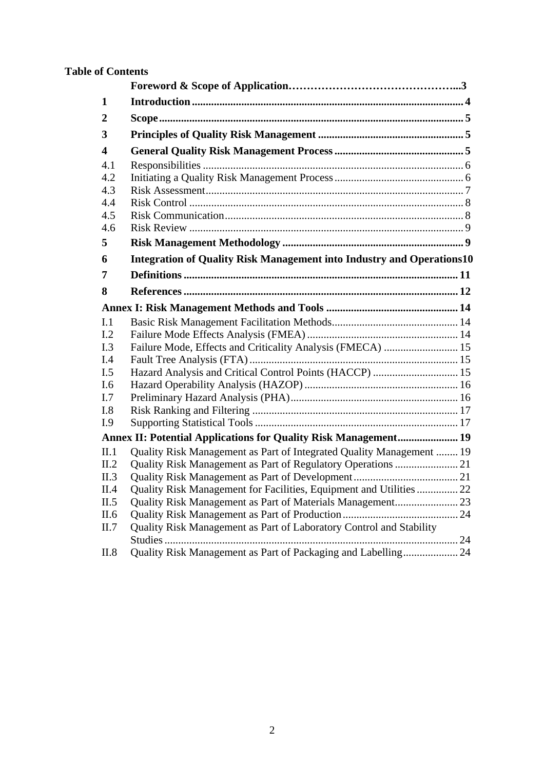**Table of Contents**

| | | |
|---|---|---|
| | **Foreword & Scope of Application** | **3** |
| **1** | **Introduction** | **4** |
| **2** | **Scope** | **5** |
| **3** | **Principles of Quality Risk Management** | **5** |
| **4** | **General Quality Risk Management Process** | **5** |
| 4.1 | Responsibilities | 6 |
| 4.2 | Initiating a Quality Risk Management Process | 6 |
| 4.3 | Risk Assessment | 7 |
| 4.4 | Risk Control | 8 |
| 4.5 | Risk Communication | 8 |
| 4.6 | Risk Review | 9 |
| **5** | **Risk Management Methodology** | **9** |
| **6** | **Integration of Quality Risk Management into Industry and Operations** | **10** |
| **7** | **Definitions** | **11** |
| **8** | **References** | **12** |
| | **Annex I: Risk Management Methods and Tools** | **14** |
| I.1 | Basic Risk Management Facilitation Methods | 14 |
| I.2 | Failure Mode Effects Analysis (FMEA) | 14 |
| I.3 | Failure Mode, Effects and Criticality Analysis (FMECA) | 15 |
| I.4 | Fault Tree Analysis (FTA) | 15 |
| I.5 | Hazard Analysis and Critical Control Points (HACCP) | 15 |
| I.6 | Hazard Operability Analysis (HAZOP) | 16 |
| I.7 | Preliminary Hazard Analysis (PHA) | 16 |
| I.8 | Risk Ranking and Filtering | 17 |
| I.9 | Supporting Statistical Tools | 17 |
| | **Annex II: Potential Applications for Quality Risk Management** | **19** |
| II.1 | Quality Risk Management as Part of Integrated Quality Management | 19 |
| II.2 | Quality Risk Management as Part of Regulatory Operations | 21 |
| II.3 | Quality Risk Management as Part of Development | 21 |
| II.4 | Quality Risk Management for Facilities, Equipment and Utilities | 22 |
| II.5 | Quality Risk Management as Part of Materials Management | 23 |
| II.6 | Quality Risk Management as Part of Production | 24 |
| II.7 | Quality Risk Management as Part of Laboratory Control and Stability Studies | 24 |
| II.8 | Quality Risk Management as Part of Packaging and Labelling | 24 |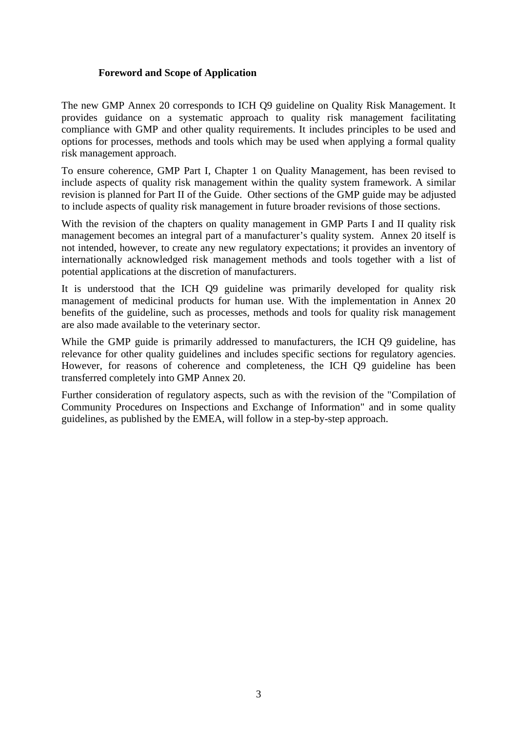## Foreword and Scope of Application

The new GMP Annex 20 corresponds to ICH Q9 guideline on Quality Risk Management. It provides guidance on a systematic approach to quality risk management facilitating compliance with GMP and other quality requirements. It includes principles to be used and options for processes, methods and tools which may be used when applying a formal quality risk management approach.

To ensure coherence, GMP Part I, Chapter 1 on Quality Management, has been revised to include aspects of quality risk management within the quality system framework. A similar revision is planned for Part II of the Guide. Other sections of the GMP guide may be adjusted to include aspects of quality risk management in future broader revisions of those sections.

With the revision of the chapters on quality management in GMP Parts I and II quality risk management becomes an integral part of a manufacturer's quality system. Annex 20 itself is not intended, however, to create any new regulatory expectations; it provides an inventory of internationally acknowledged risk management methods and tools together with a list of potential applications at the discretion of manufacturers.

It is understood that the ICH Q9 guideline was primarily developed for quality risk management of medicinal products for human use. With the implementation in Annex 20 benefits of the guideline, such as processes, methods and tools for quality risk management are also made available to the veterinary sector.

While the GMP guide is primarily addressed to manufacturers, the ICH Q9 guideline, has relevance for other quality guidelines and includes specific sections for regulatory agencies. However, for reasons of coherence and completeness, the ICH Q9 guideline has been transferred completely into GMP Annex 20.

Further consideration of regulatory aspects, such as with the revision of the "Compilation of Community Procedures on Inspections and Exchange of Information" and in some quality guidelines, as published by the EMEA, will follow in a step-by-step approach.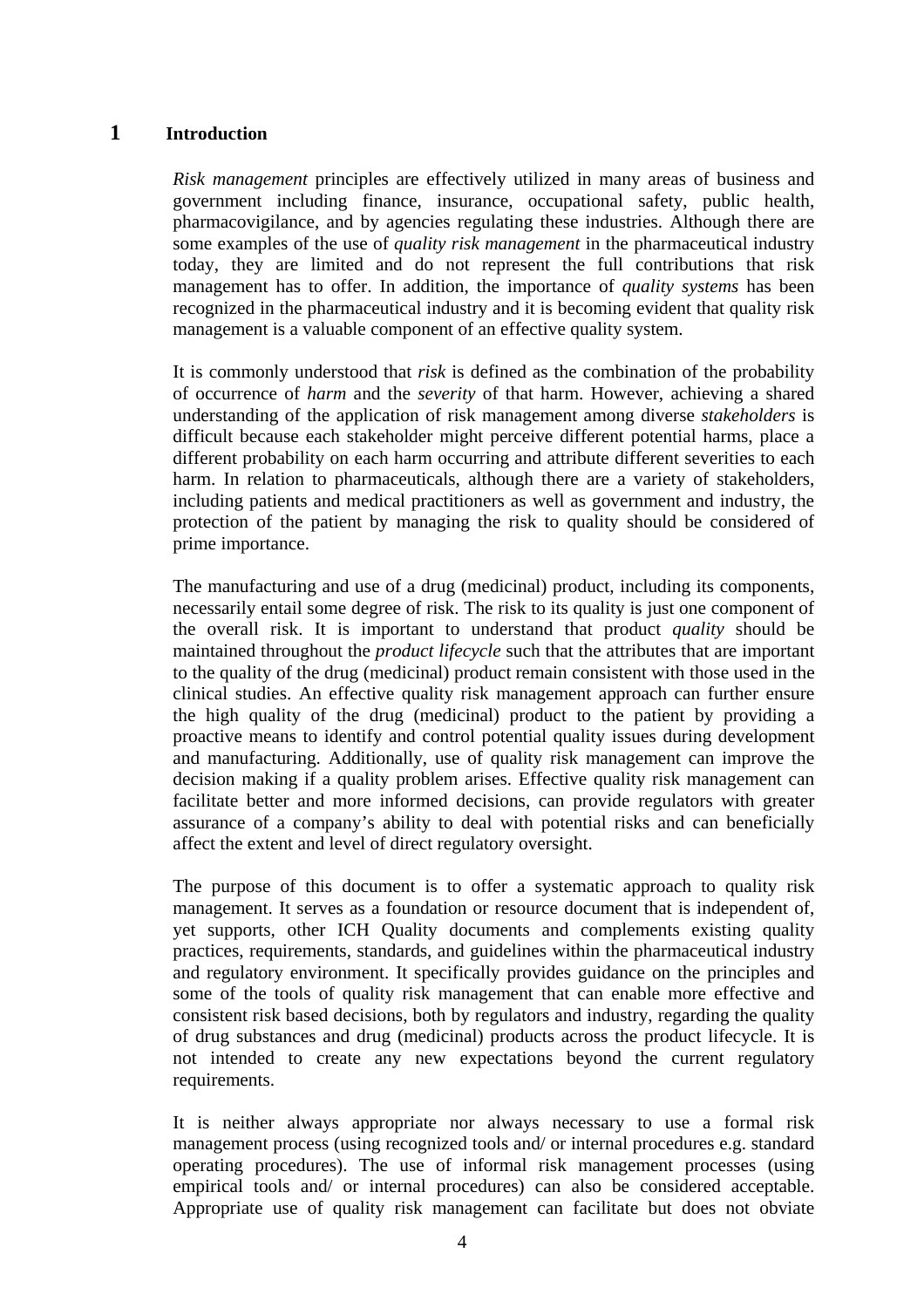# 1 Introduction

*Risk management* principles are effectively utilized in many areas of business and government including finance, insurance, occupational safety, public health, pharmacovigilance, and by agencies regulating these industries. Although there are some examples of the use of *quality risk management* in the pharmaceutical industry today, they are limited and do not represent the full contributions that risk management has to offer. In addition, the importance of *quality systems* has been recognized in the pharmaceutical industry and it is becoming evident that quality risk management is a valuable component of an effective quality system.

It is commonly understood that *risk* is defined as the combination of the probability of occurrence of *harm* and the *severity* of that harm. However, achieving a shared understanding of the application of risk management among diverse *stakeholders* is difficult because each stakeholder might perceive different potential harms, place a different probability on each harm occurring and attribute different severities to each harm. In relation to pharmaceuticals, although there are a variety of stakeholders, including patients and medical practitioners as well as government and industry, the protection of the patient by managing the risk to quality should be considered of prime importance.

The manufacturing and use of a drug (medicinal) product, including its components, necessarily entail some degree of risk. The risk to its quality is just one component of the overall risk. It is important to understand that product *quality* should be maintained throughout the *product lifecycle* such that the attributes that are important to the quality of the drug (medicinal) product remain consistent with those used in the clinical studies. An effective quality risk management approach can further ensure the high quality of the drug (medicinal) product to the patient by providing a proactive means to identify and control potential quality issues during development and manufacturing. Additionally, use of quality risk management can improve the decision making if a quality problem arises. Effective quality risk management can facilitate better and more informed decisions, can provide regulators with greater assurance of a company's ability to deal with potential risks and can beneficially affect the extent and level of direct regulatory oversight.

The purpose of this document is to offer a systematic approach to quality risk management. It serves as a foundation or resource document that is independent of, yet supports, other ICH Quality documents and complements existing quality practices, requirements, standards, and guidelines within the pharmaceutical industry and regulatory environment. It specifically provides guidance on the principles and some of the tools of quality risk management that can enable more effective and consistent risk based decisions, both by regulators and industry, regarding the quality of drug substances and drug (medicinal) products across the product lifecycle. It is not intended to create any new expectations beyond the current regulatory requirements.

It is neither always appropriate nor always necessary to use a formal risk management process (using recognized tools and/ or internal procedures e.g. standard operating procedures). The use of informal risk management processes (using empirical tools and/ or internal procedures) can also be considered acceptable. Appropriate use of quality risk management can facilitate but does not obviate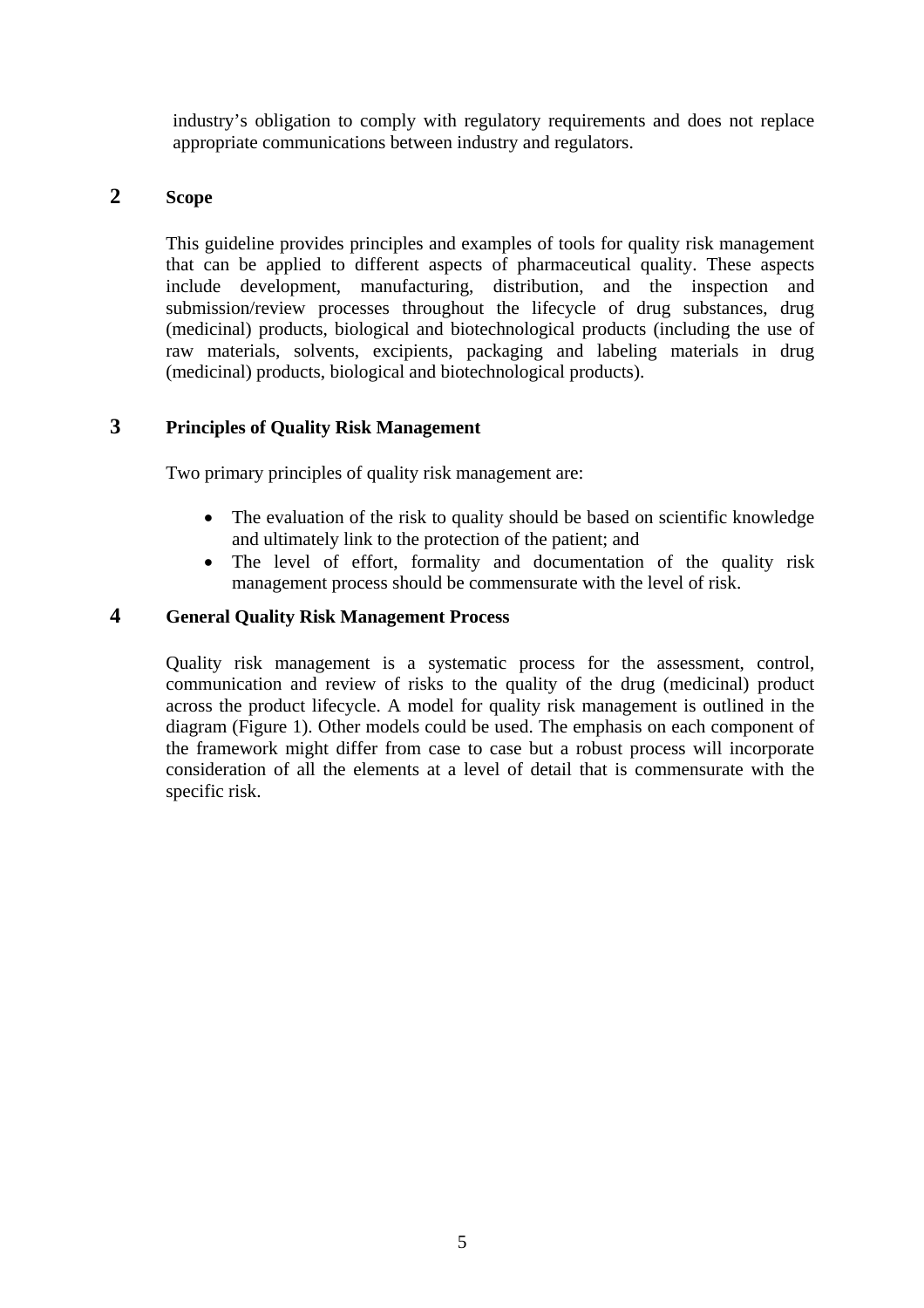industry's obligation to comply with regulatory requirements and does not replace appropriate communications between industry and regulators.

## 2 Scope

This guideline provides principles and examples of tools for quality risk management that can be applied to different aspects of pharmaceutical quality. These aspects include development, manufacturing, distribution, and the inspection and submission/review processes throughout the lifecycle of drug substances, drug (medicinal) products, biological and biotechnological products (including the use of raw materials, solvents, excipients, packaging and labeling materials in drug (medicinal) products, biological and biotechnological products).

## 3 Principles of Quality Risk Management

Two primary principles of quality risk management are:

- The evaluation of the risk to quality should be based on scientific knowledge and ultimately link to the protection of the patient; and
- The level of effort, formality and documentation of the quality risk management process should be commensurate with the level of risk.

## 4 General Quality Risk Management Process

Quality risk management is a systematic process for the assessment, control, communication and review of risks to the quality of the drug (medicinal) product across the product lifecycle. A model for quality risk management is outlined in the diagram (Figure 1). Other models could be used. The emphasis on each component of the framework might differ from case to case but a robust process will incorporate consideration of all the elements at a level of detail that is commensurate with the specific risk.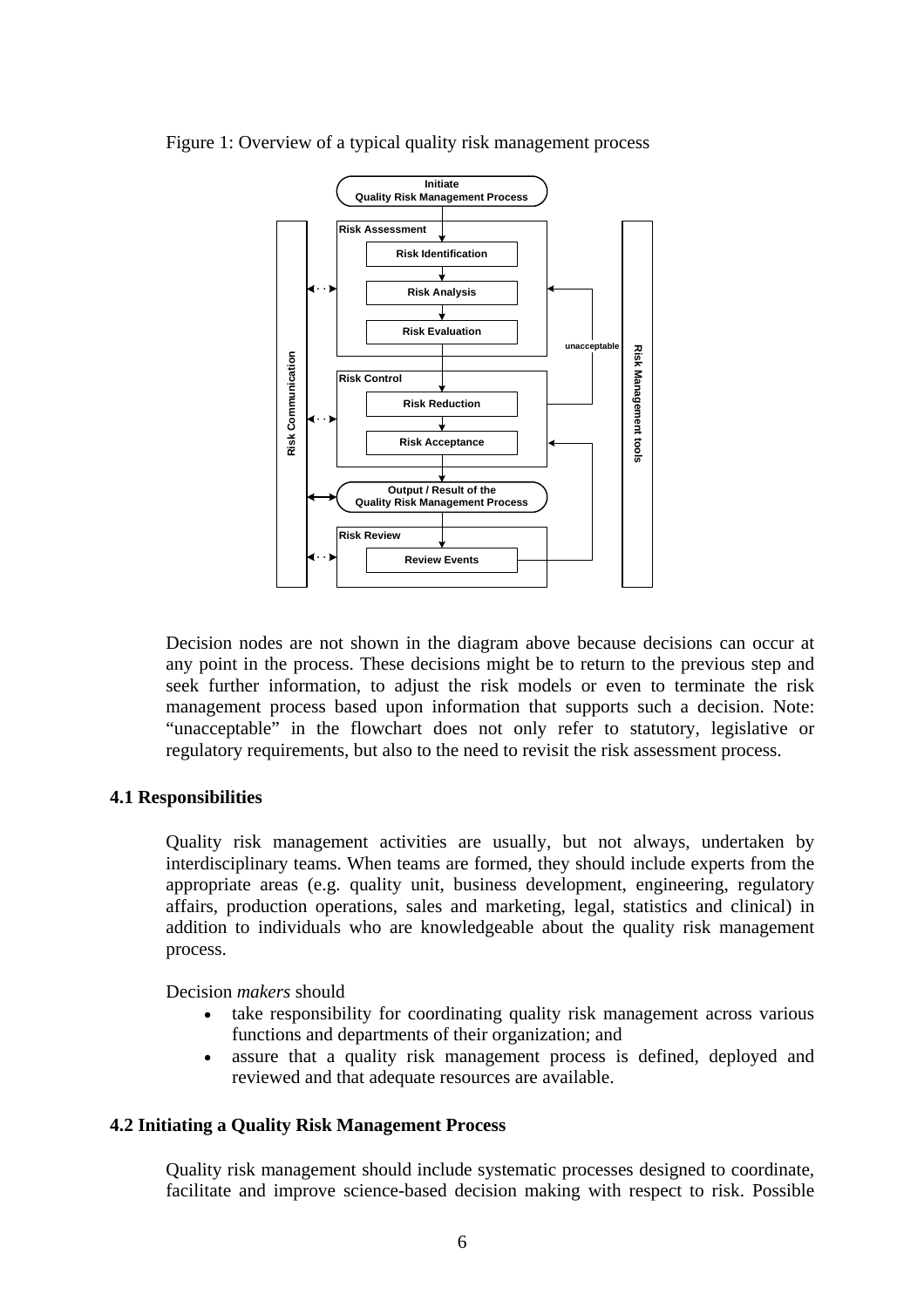Figure 1: Overview of a typical quality risk management process

Decision nodes are not shown in the diagram above because decisions can occur at any point in the process. These decisions might be to return to the previous step and seek further information, to adjust the risk models or even to terminate the risk management process based upon information that supports such a decision. Note: "unacceptable" in the flowchart does not only refer to statutory, legislative or regulatory requirements, but also to the need to revisit the risk assessment process.

### 4.1 Responsibilities

Quality risk management activities are usually, but not always, undertaken by interdisciplinary teams. When teams are formed, they should include experts from the appropriate areas (e.g. quality unit, business development, engineering, regulatory affairs, production operations, sales and marketing, legal, statistics and clinical) in addition to individuals who are knowledgeable about the quality risk management process.

Decision *makers* should

- take responsibility for coordinating quality risk management across various functions and departments of their organization; and
- assure that a quality risk management process is defined, deployed and reviewed and that adequate resources are available.

### 4.2 Initiating a Quality Risk Management Process

Quality risk management should include systematic processes designed to coordinate, facilitate and improve science-based decision making with respect to risk. Possible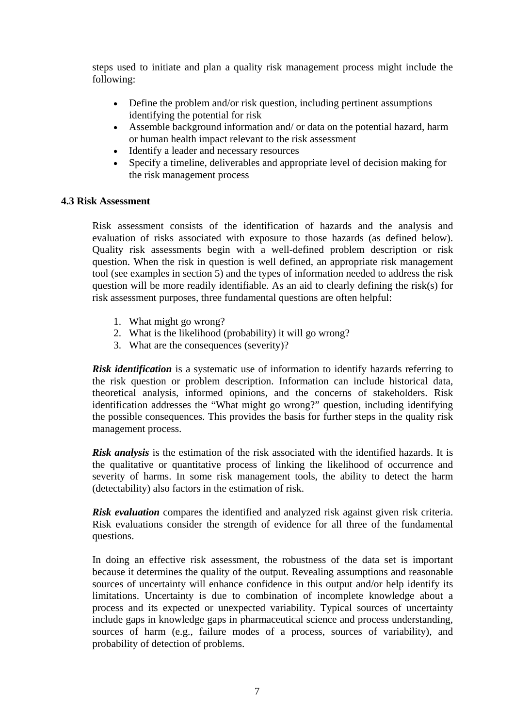steps used to initiate and plan a quality risk management process might include the following:

- Define the problem and/or risk question, including pertinent assumptions identifying the potential for risk
- Assemble background information and/ or data on the potential hazard, harm or human health impact relevant to the risk assessment
- Identify a leader and necessary resources
- Specify a timeline, deliverables and appropriate level of decision making for the risk management process

### 4.3 Risk Assessment

Risk assessment consists of the identification of hazards and the analysis and evaluation of risks associated with exposure to those hazards (as defined below). Quality risk assessments begin with a well-defined problem description or risk question. When the risk in question is well defined, an appropriate risk management tool (see examples in section 5) and the types of information needed to address the risk question will be more readily identifiable. As an aid to clearly defining the risk(s) for risk assessment purposes, three fundamental questions are often helpful:

1. What might go wrong?
2. What is the likelihood (probability) it will go wrong?
3. What are the consequences (severity)?

***Risk identification*** is a systematic use of information to identify hazards referring to the risk question or problem description. Information can include historical data, theoretical analysis, informed opinions, and the concerns of stakeholders. Risk identification addresses the "What might go wrong?" question, including identifying the possible consequences. This provides the basis for further steps in the quality risk management process.

***Risk analysis*** is the estimation of the risk associated with the identified hazards. It is the qualitative or quantitative process of linking the likelihood of occurrence and severity of harms. In some risk management tools, the ability to detect the harm (detectability) also factors in the estimation of risk.

***Risk evaluation*** compares the identified and analyzed risk against given risk criteria. Risk evaluations consider the strength of evidence for all three of the fundamental questions.

In doing an effective risk assessment, the robustness of the data set is important because it determines the quality of the output. Revealing assumptions and reasonable sources of uncertainty will enhance confidence in this output and/or help identify its limitations. Uncertainty is due to combination of incomplete knowledge about a process and its expected or unexpected variability. Typical sources of uncertainty include gaps in knowledge gaps in pharmaceutical science and process understanding, sources of harm (e.g., failure modes of a process, sources of variability), and probability of detection of problems.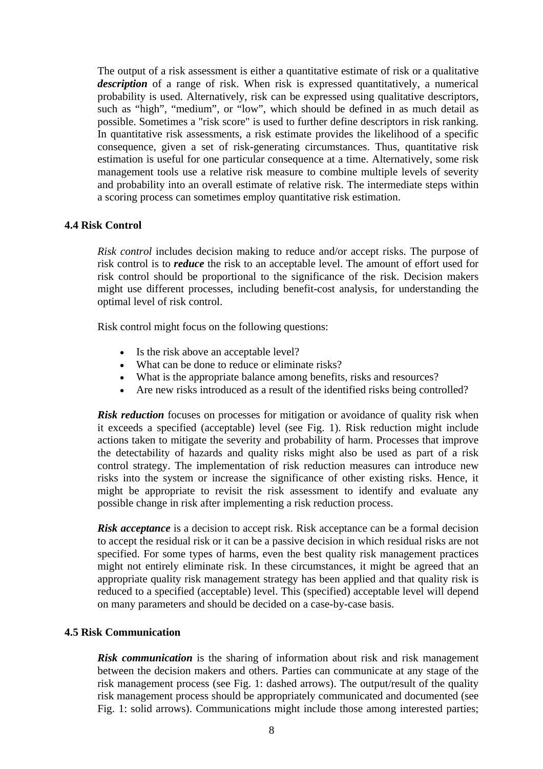The output of a risk assessment is either a quantitative estimate of risk or a qualitative ***description*** of a range of risk. When risk is expressed quantitatively, a numerical probability is used. Alternatively, risk can be expressed using qualitative descriptors, such as “high”, “medium”, or “low”, which should be defined in as much detail as possible. Sometimes a "risk score" is used to further define descriptors in risk ranking. In quantitative risk assessments, a risk estimate provides the likelihood of a specific consequence, given a set of risk-generating circumstances. Thus, quantitative risk estimation is useful for one particular consequence at a time. Alternatively, some risk management tools use a relative risk measure to combine multiple levels of severity and probability into an overall estimate of relative risk. The intermediate steps within a scoring process can sometimes employ quantitative risk estimation.

### 4.4 Risk Control

*Risk control* includes decision making to reduce and/or accept risks. The purpose of risk control is to ***reduce*** the risk to an acceptable level. The amount of effort used for risk control should be proportional to the significance of the risk. Decision makers might use different processes, including benefit-cost analysis, for understanding the optimal level of risk control.

Risk control might focus on the following questions:

- Is the risk above an acceptable level?
- What can be done to reduce or eliminate risks?
- What is the appropriate balance among benefits, risks and resources?
- Are new risks introduced as a result of the identified risks being controlled?

***Risk reduction*** focuses on processes for mitigation or avoidance of quality risk when it exceeds a specified (acceptable) level (see Fig. 1). Risk reduction might include actions taken to mitigate the severity and probability of harm. Processes that improve the detectability of hazards and quality risks might also be used as part of a risk control strategy. The implementation of risk reduction measures can introduce new risks into the system or increase the significance of other existing risks. Hence, it might be appropriate to revisit the risk assessment to identify and evaluate any possible change in risk after implementing a risk reduction process.

***Risk acceptance*** is a decision to accept risk. Risk acceptance can be a formal decision to accept the residual risk or it can be a passive decision in which residual risks are not specified. For some types of harms, even the best quality risk management practices might not entirely eliminate risk. In these circumstances, it might be agreed that an appropriate quality risk management strategy has been applied and that quality risk is reduced to a specified (acceptable) level. This (specified) acceptable level will depend on many parameters and should be decided on a case-by-case basis.

### 4.5 Risk Communication

***Risk communication*** is the sharing of information about risk and risk management between the decision makers and others. Parties can communicate at any stage of the risk management process (see Fig. 1: dashed arrows). The output/result of the quality risk management process should be appropriately communicated and documented (see Fig. 1: solid arrows). Communications might include those among interested parties;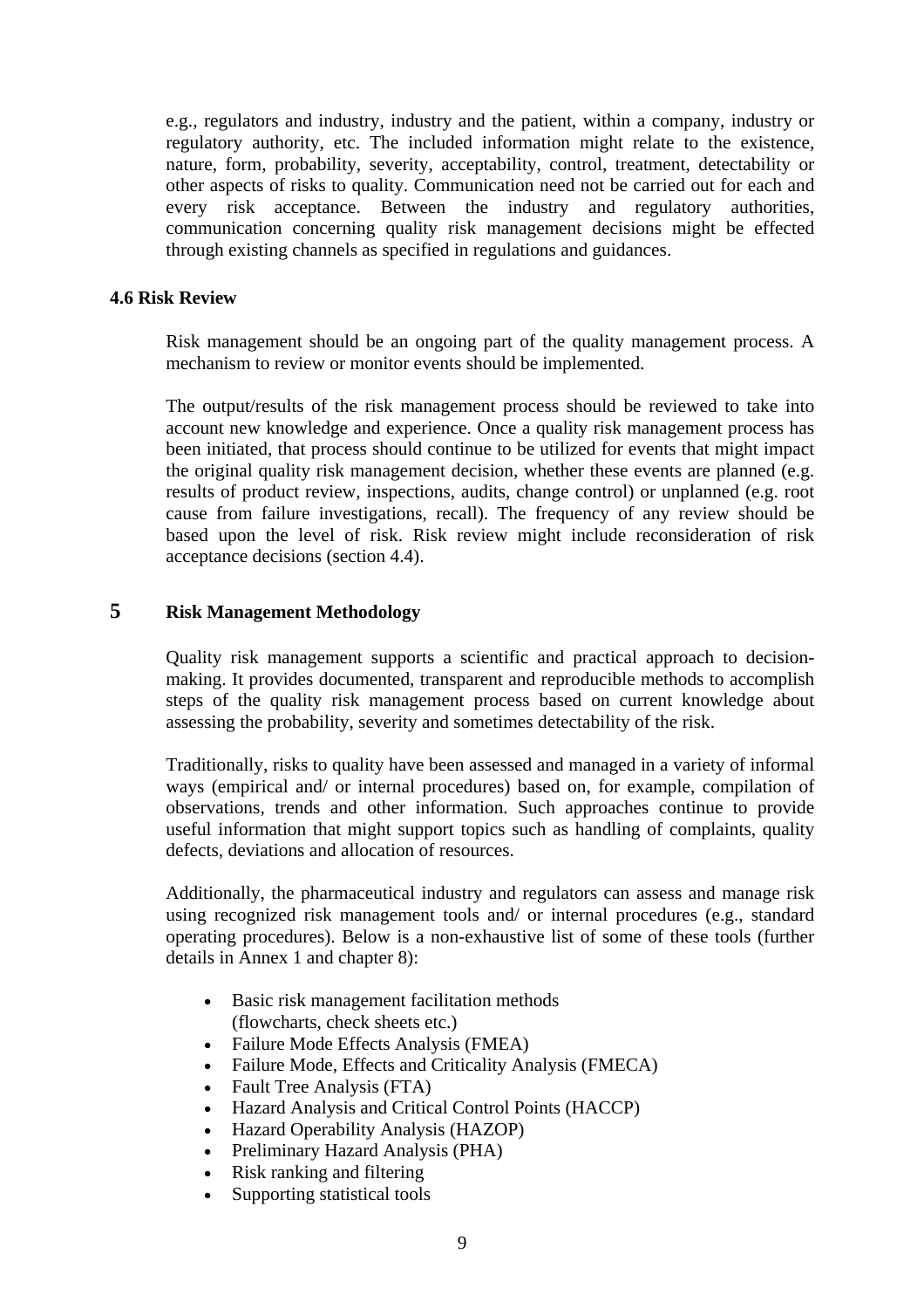e.g., regulators and industry, industry and the patient, within a company, industry or regulatory authority, etc. The included information might relate to the existence, nature, form, probability, severity, acceptability, control, treatment, detectability or other aspects of risks to quality. Communication need not be carried out for each and every risk acceptance. Between the industry and regulatory authorities, communication concerning quality risk management decisions might be effected through existing channels as specified in regulations and guidances.

### 4.6 Risk Review

Risk management should be an ongoing part of the quality management process. A mechanism to review or monitor events should be implemented.

The output/results of the risk management process should be reviewed to take into account new knowledge and experience. Once a quality risk management process has been initiated, that process should continue to be utilized for events that might impact the original quality risk management decision, whether these events are planned (e.g. results of product review, inspections, audits, change control) or unplanned (e.g. root cause from failure investigations, recall). The frequency of any review should be based upon the level of risk. Risk review might include reconsideration of risk acceptance decisions (section 4.4).

## 5 Risk Management Methodology

Quality risk management supports a scientific and practical approach to decision-making. It provides documented, transparent and reproducible methods to accomplish steps of the quality risk management process based on current knowledge about assessing the probability, severity and sometimes detectability of the risk.

Traditionally, risks to quality have been assessed and managed in a variety of informal ways (empirical and/ or internal procedures) based on, for example, compilation of observations, trends and other information. Such approaches continue to provide useful information that might support topics such as handling of complaints, quality defects, deviations and allocation of resources.

Additionally, the pharmaceutical industry and regulators can assess and manage risk using recognized risk management tools and/ or internal procedures (e.g., standard operating procedures). Below is a non-exhaustive list of some of these tools (further details in Annex 1 and chapter 8):

- Basic risk management facilitation methods (flowcharts, check sheets etc.)
- Failure Mode Effects Analysis (FMEA)
- Failure Mode, Effects and Criticality Analysis (FMECA)
- Fault Tree Analysis (FTA)
- Hazard Analysis and Critical Control Points (HACCP)
- Hazard Operability Analysis (HAZOP)
- Preliminary Hazard Analysis (PHA)
- Risk ranking and filtering
- Supporting statistical tools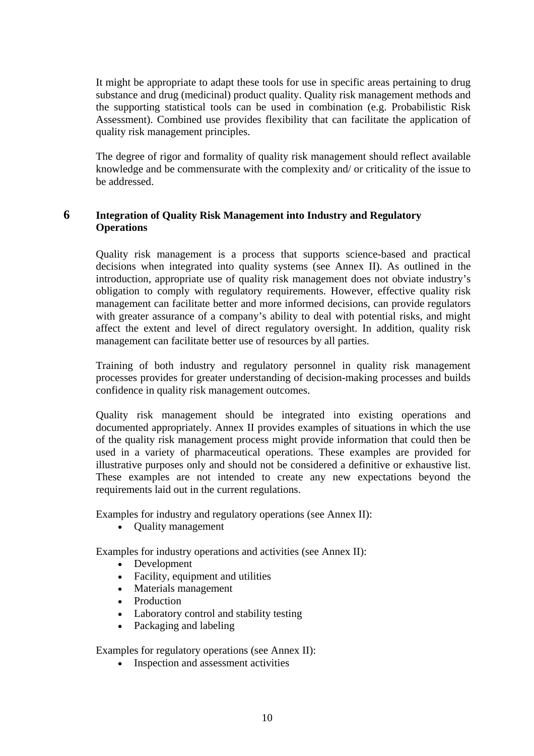It might be appropriate to adapt these tools for use in specific areas pertaining to drug substance and drug (medicinal) product quality. Quality risk management methods and the supporting statistical tools can be used in combination (e.g. Probabilistic Risk Assessment). Combined use provides flexibility that can facilitate the application of quality risk management principles.

The degree of rigor and formality of quality risk management should reflect available knowledge and be commensurate with the complexity and/ or criticality of the issue to be addressed.

## 6 Integration of Quality Risk Management into Industry and Regulatory Operations

Quality risk management is a process that supports science-based and practical decisions when integrated into quality systems (see Annex II). As outlined in the introduction, appropriate use of quality risk management does not obviate industry's obligation to comply with regulatory requirements. However, effective quality risk management can facilitate better and more informed decisions, can provide regulators with greater assurance of a company's ability to deal with potential risks, and might affect the extent and level of direct regulatory oversight. In addition, quality risk management can facilitate better use of resources by all parties.

Training of both industry and regulatory personnel in quality risk management processes provides for greater understanding of decision-making processes and builds confidence in quality risk management outcomes.

Quality risk management should be integrated into existing operations and documented appropriately. Annex II provides examples of situations in which the use of the quality risk management process might provide information that could then be used in a variety of pharmaceutical operations. These examples are provided for illustrative purposes only and should not be considered a definitive or exhaustive list. These examples are not intended to create any new expectations beyond the requirements laid out in the current regulations.

Examples for industry and regulatory operations (see Annex II):

- Quality management

Examples for industry operations and activities (see Annex II):

- Development
- Facility, equipment and utilities
- Materials management
- Production
- Laboratory control and stability testing
- Packaging and labeling

Examples for regulatory operations (see Annex II):

- Inspection and assessment activities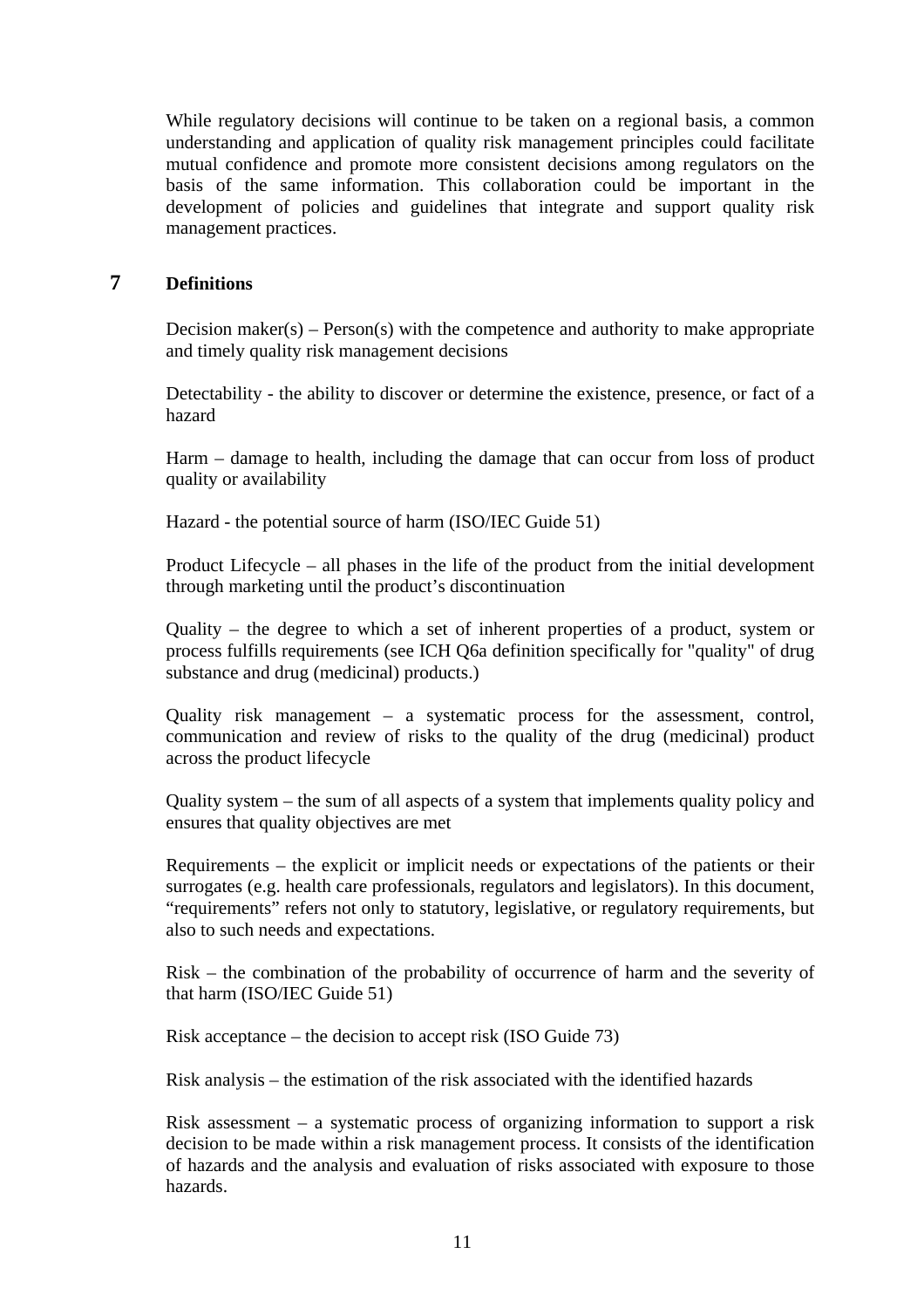While regulatory decisions will continue to be taken on a regional basis, a common understanding and application of quality risk management principles could facilitate mutual confidence and promote more consistent decisions among regulators on the basis of the same information. This collaboration could be important in the development of policies and guidelines that integrate and support quality risk management practices.

## 7 Definitions

Decision maker(s) – Person(s) with the competence and authority to make appropriate and timely quality risk management decisions

Detectability - the ability to discover or determine the existence, presence, or fact of a hazard

Harm – damage to health, including the damage that can occur from loss of product quality or availability

Hazard - the potential source of harm (ISO/IEC Guide 51)

Product Lifecycle – all phases in the life of the product from the initial development through marketing until the product's discontinuation

Quality – the degree to which a set of inherent properties of a product, system or process fulfills requirements (see ICH Q6a definition specifically for "quality" of drug substance and drug (medicinal) products.)

Quality risk management – a systematic process for the assessment, control, communication and review of risks to the quality of the drug (medicinal) product across the product lifecycle

Quality system – the sum of all aspects of a system that implements quality policy and ensures that quality objectives are met

Requirements – the explicit or implicit needs or expectations of the patients or their surrogates (e.g. health care professionals, regulators and legislators). In this document, "requirements" refers not only to statutory, legislative, or regulatory requirements, but also to such needs and expectations.

Risk – the combination of the probability of occurrence of harm and the severity of that harm (ISO/IEC Guide 51)

Risk acceptance – the decision to accept risk (ISO Guide 73)

Risk analysis – the estimation of the risk associated with the identified hazards

Risk assessment – a systematic process of organizing information to support a risk decision to be made within a risk management process. It consists of the identification of hazards and the analysis and evaluation of risks associated with exposure to those hazards.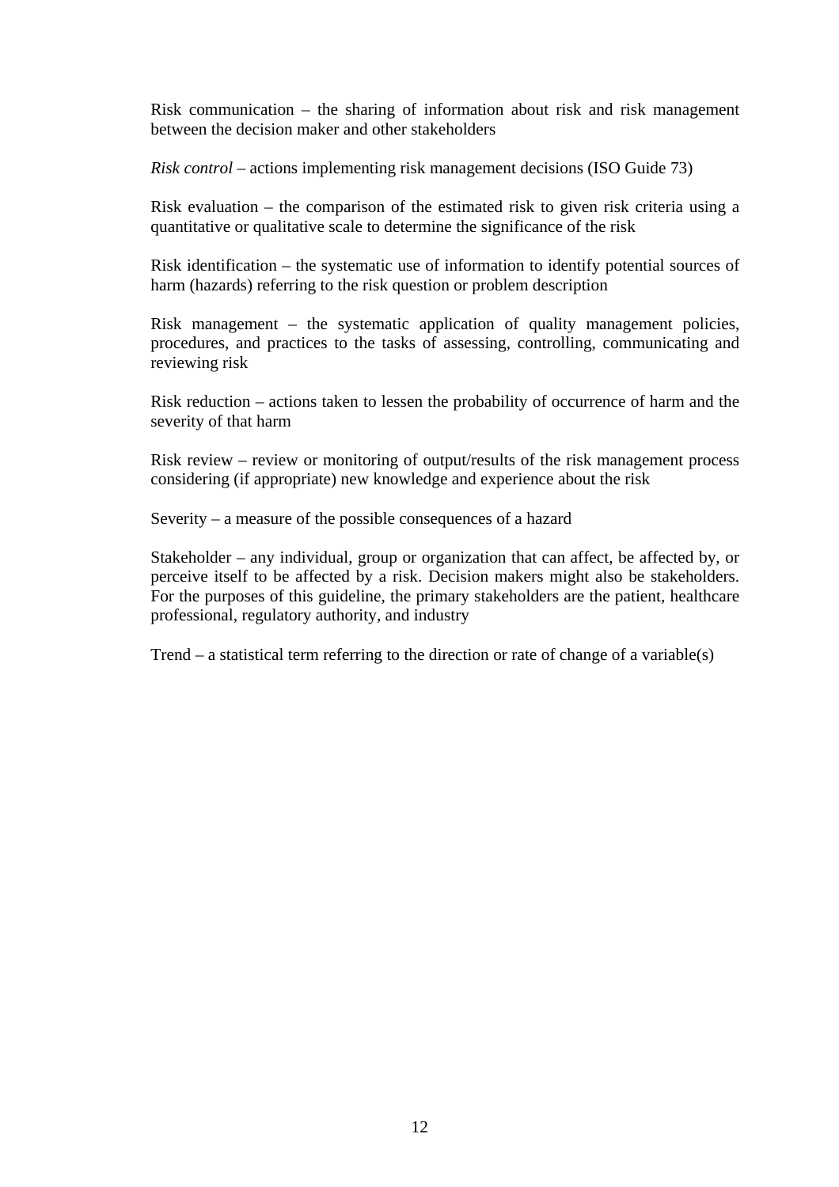Risk communication – the sharing of information about risk and risk management between the decision maker and other stakeholders

*Risk control* – actions implementing risk management decisions (ISO Guide 73)

Risk evaluation – the comparison of the estimated risk to given risk criteria using a quantitative or qualitative scale to determine the significance of the risk

Risk identification – the systematic use of information to identify potential sources of harm (hazards) referring to the risk question or problem description

Risk management – the systematic application of quality management policies, procedures, and practices to the tasks of assessing, controlling, communicating and reviewing risk

Risk reduction – actions taken to lessen the probability of occurrence of harm and the severity of that harm

Risk review – review or monitoring of output/results of the risk management process considering (if appropriate) new knowledge and experience about the risk

Severity – a measure of the possible consequences of a hazard

Stakeholder – any individual, group or organization that can affect, be affected by, or perceive itself to be affected by a risk. Decision makers might also be stakeholders. For the purposes of this guideline, the primary stakeholders are the patient, healthcare professional, regulatory authority, and industry

Trend – a statistical term referring to the direction or rate of change of a variable(s)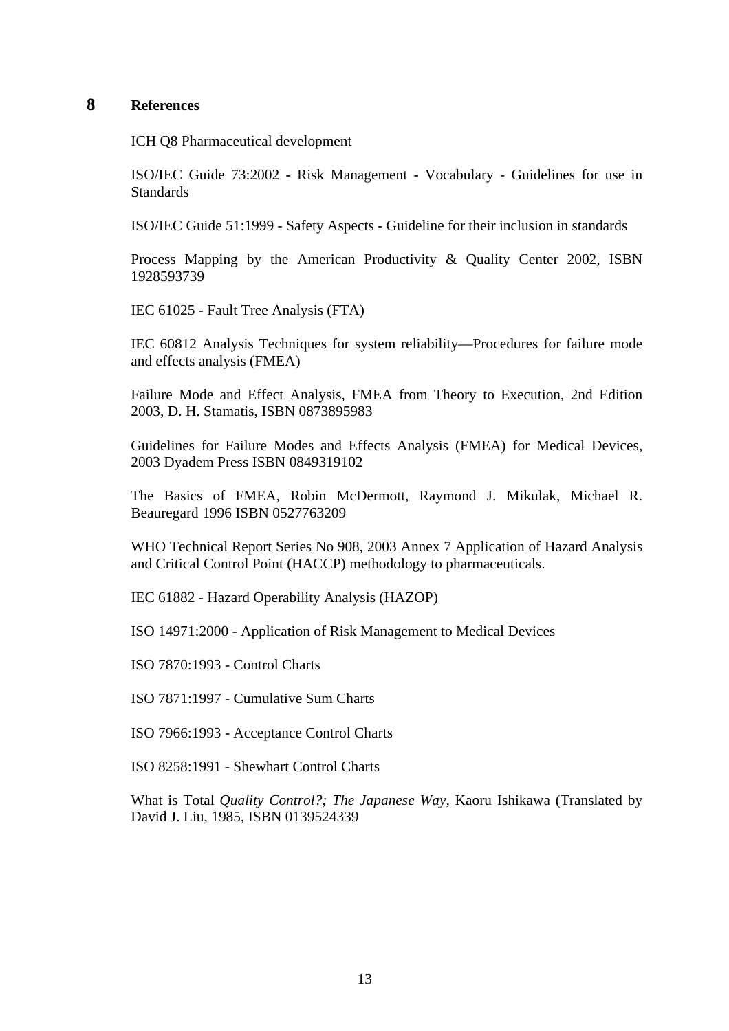## 8 References

ICH Q8 Pharmaceutical development

ISO/IEC Guide 73:2002 - Risk Management - Vocabulary - Guidelines for use in Standards

ISO/IEC Guide 51:1999 - Safety Aspects - Guideline for their inclusion in standards

Process Mapping by the American Productivity & Quality Center 2002, ISBN 1928593739

IEC 61025 - Fault Tree Analysis (FTA)

IEC 60812 Analysis Techniques for system reliability—Procedures for failure mode and effects analysis (FMEA)

Failure Mode and Effect Analysis, FMEA from Theory to Execution, 2nd Edition 2003, D. H. Stamatis, ISBN 0873895983

Guidelines for Failure Modes and Effects Analysis (FMEA) for Medical Devices, 2003 Dyadem Press ISBN 0849319102

The Basics of FMEA, Robin McDermott, Raymond J. Mikulak, Michael R. Beauregard 1996 ISBN 0527763209

WHO Technical Report Series No 908, 2003 Annex 7 Application of Hazard Analysis and Critical Control Point (HACCP) methodology to pharmaceuticals.

IEC 61882 - Hazard Operability Analysis (HAZOP)

ISO 14971:2000 - Application of Risk Management to Medical Devices

ISO 7870:1993 - Control Charts

ISO 7871:1997 - Cumulative Sum Charts

ISO 7966:1993 - Acceptance Control Charts

ISO 8258:1991 - Shewhart Control Charts

What is Total *Quality Control?; The Japanese Way*, Kaoru Ishikawa (Translated by David J. Liu, 1985, ISBN 0139524339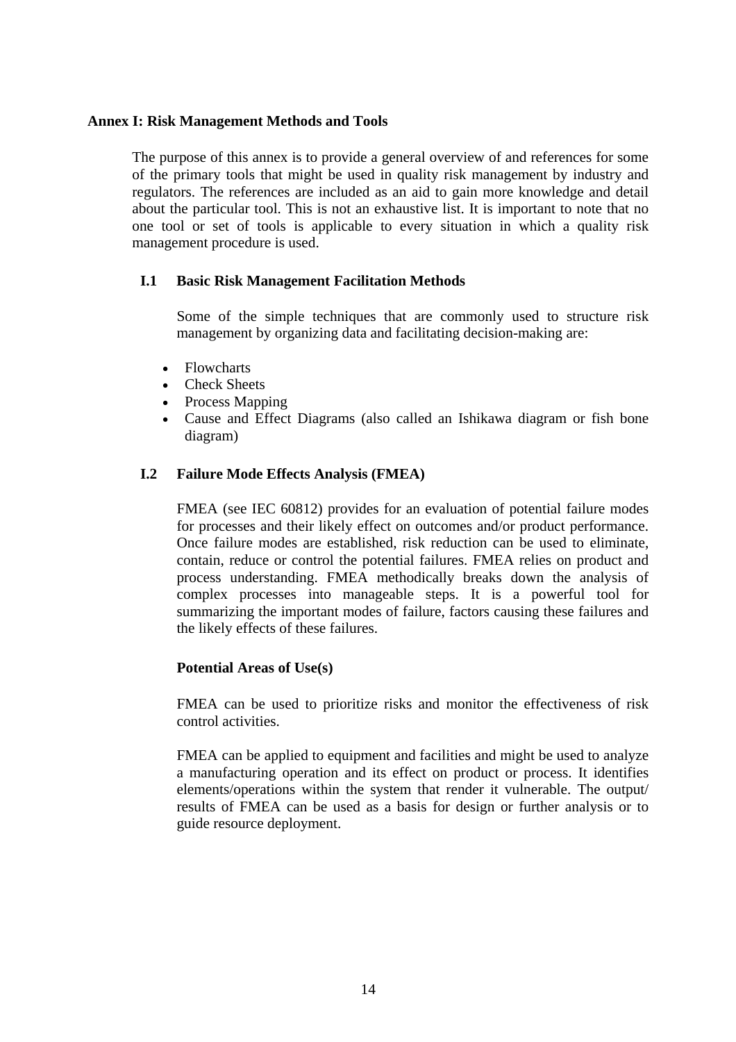## Annex I: Risk Management Methods and Tools

The purpose of this annex is to provide a general overview of and references for some of the primary tools that might be used in quality risk management by industry and regulators. The references are included as an aid to gain more knowledge and detail about the particular tool. This is not an exhaustive list. It is important to note that no one tool or set of tools is applicable to every situation in which a quality risk management procedure is used.

### I.1 Basic Risk Management Facilitation Methods

Some of the simple techniques that are commonly used to structure risk management by organizing data and facilitating decision-making are:

- Flowcharts
- Check Sheets
- Process Mapping
- Cause and Effect Diagrams (also called an Ishikawa diagram or fish bone diagram)

### I.2 Failure Mode Effects Analysis (FMEA)

FMEA (see IEC 60812) provides for an evaluation of potential failure modes for processes and their likely effect on outcomes and/or product performance. Once failure modes are established, risk reduction can be used to eliminate, contain, reduce or control the potential failures. FMEA relies on product and process understanding. FMEA methodically breaks down the analysis of complex processes into manageable steps. It is a powerful tool for summarizing the important modes of failure, factors causing these failures and the likely effects of these failures.

**Potential Areas of Use(s)**

FMEA can be used to prioritize risks and monitor the effectiveness of risk control activities.

FMEA can be applied to equipment and facilities and might be used to analyze a manufacturing operation and its effect on product or process. It identifies elements/operations within the system that render it vulnerable. The output/ results of FMEA can be used as a basis for design or further analysis or to guide resource deployment.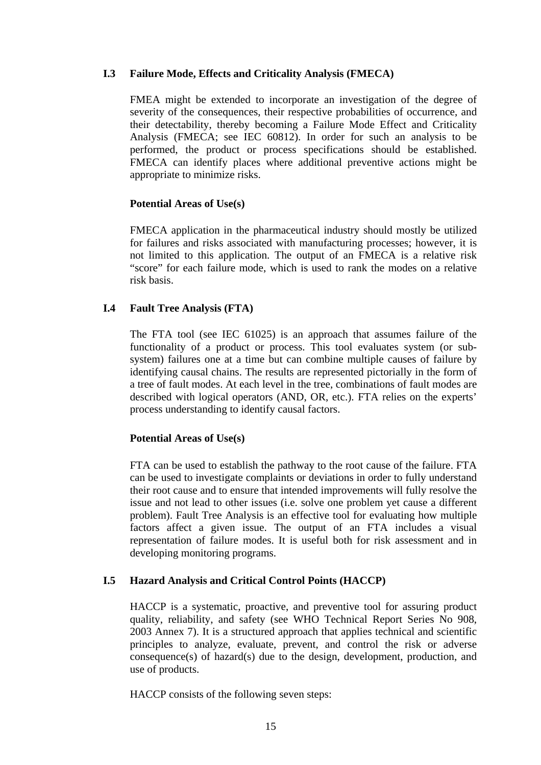### I.3 Failure Mode, Effects and Criticality Analysis (FMECA)

FMEA might be extended to incorporate an investigation of the degree of severity of the consequences, their respective probabilities of occurrence, and their detectability, thereby becoming a Failure Mode Effect and Criticality Analysis (FMECA; see IEC 60812). In order for such an analysis to be performed, the product or process specifications should be established. FMECA can identify places where additional preventive actions might be appropriate to minimize risks.

**Potential Areas of Use(s)**

FMECA application in the pharmaceutical industry should mostly be utilized for failures and risks associated with manufacturing processes; however, it is not limited to this application. The output of an FMECA is a relative risk "score" for each failure mode, which is used to rank the modes on a relative risk basis.

### I.4 Fault Tree Analysis (FTA)

The FTA tool (see IEC 61025) is an approach that assumes failure of the functionality of a product or process. This tool evaluates system (or sub-system) failures one at a time but can combine multiple causes of failure by identifying causal chains. The results are represented pictorially in the form of a tree of fault modes. At each level in the tree, combinations of fault modes are described with logical operators (AND, OR, etc.). FTA relies on the experts' process understanding to identify causal factors.

**Potential Areas of Use(s)**

FTA can be used to establish the pathway to the root cause of the failure. FTA can be used to investigate complaints or deviations in order to fully understand their root cause and to ensure that intended improvements will fully resolve the issue and not lead to other issues (i.e. solve one problem yet cause a different problem). Fault Tree Analysis is an effective tool for evaluating how multiple factors affect a given issue. The output of an FTA includes a visual representation of failure modes. It is useful both for risk assessment and in developing monitoring programs.

### I.5 Hazard Analysis and Critical Control Points (HACCP)

HACCP is a systematic, proactive, and preventive tool for assuring product quality, reliability, and safety (see WHO Technical Report Series No 908, 2003 Annex 7). It is a structured approach that applies technical and scientific principles to analyze, evaluate, prevent, and control the risk or adverse consequence(s) of hazard(s) due to the design, development, production, and use of products.

HACCP consists of the following seven steps: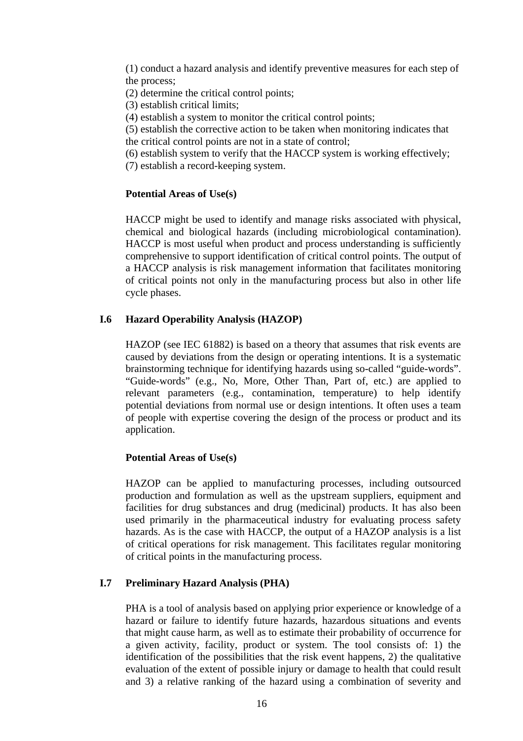(1) conduct a hazard analysis and identify preventive measures for each step of the process;
(2) determine the critical control points;
(3) establish critical limits;
(4) establish a system to monitor the critical control points;
(5) establish the corrective action to be taken when monitoring indicates that the critical control points are not in a state of control;
(6) establish system to verify that the HACCP system is working effectively;
(7) establish a record-keeping system.

**Potential Areas of Use(s)**

HACCP might be used to identify and manage risks associated with physical, chemical and biological hazards (including microbiological contamination). HACCP is most useful when product and process understanding is sufficiently comprehensive to support identification of critical control points. The output of a HACCP analysis is risk management information that facilitates monitoring of critical points not only in the manufacturing process but also in other life cycle phases.

## I.6 Hazard Operability Analysis (HAZOP)

HAZOP (see IEC 61882) is based on a theory that assumes that risk events are caused by deviations from the design or operating intentions. It is a systematic brainstorming technique for identifying hazards using so-called "guide-words". "Guide-words" (e.g., No, More, Other Than, Part of, etc.) are applied to relevant parameters (e.g., contamination, temperature) to help identify potential deviations from normal use or design intentions. It often uses a team of people with expertise covering the design of the process or product and its application.

**Potential Areas of Use(s)**

HAZOP can be applied to manufacturing processes, including outsourced production and formulation as well as the upstream suppliers, equipment and facilities for drug substances and drug (medicinal) products. It has also been used primarily in the pharmaceutical industry for evaluating process safety hazards. As is the case with HACCP, the output of a HAZOP analysis is a list of critical operations for risk management. This facilitates regular monitoring of critical points in the manufacturing process.

## I.7 Preliminary Hazard Analysis (PHA)

PHA is a tool of analysis based on applying prior experience or knowledge of a hazard or failure to identify future hazards, hazardous situations and events that might cause harm, as well as to estimate their probability of occurrence for a given activity, facility, product or system. The tool consists of: 1) the identification of the possibilities that the risk event happens, 2) the qualitative evaluation of the extent of possible injury or damage to health that could result and 3) a relative ranking of the hazard using a combination of severity and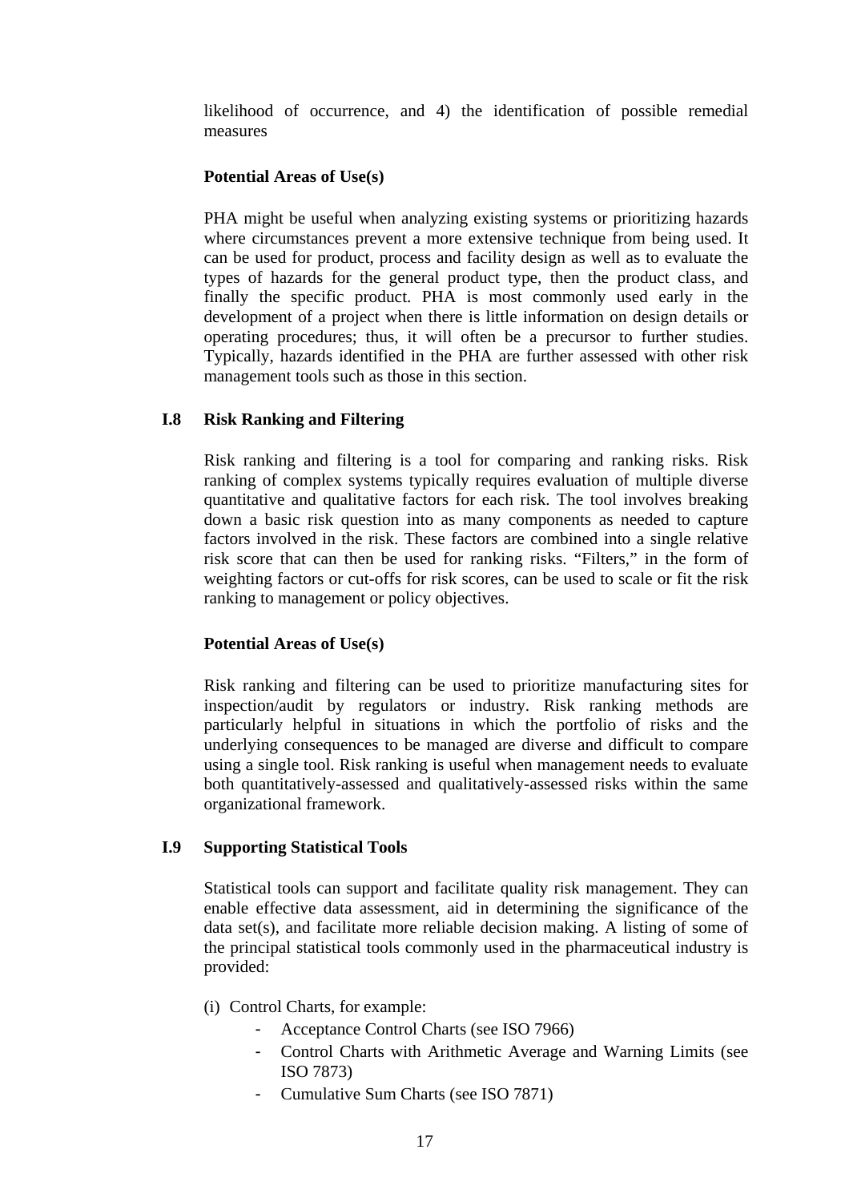likelihood of occurrence, and 4) the identification of possible remedial measures

**Potential Areas of Use(s)**

PHA might be useful when analyzing existing systems or prioritizing hazards where circumstances prevent a more extensive technique from being used. It can be used for product, process and facility design as well as to evaluate the types of hazards for the general product type, then the product class, and finally the specific product. PHA is most commonly used early in the development of a project when there is little information on design details or operating procedures; thus, it will often be a precursor to further studies. Typically, hazards identified in the PHA are further assessed with other risk management tools such as those in this section.

## I.8 Risk Ranking and Filtering

Risk ranking and filtering is a tool for comparing and ranking risks. Risk ranking of complex systems typically requires evaluation of multiple diverse quantitative and qualitative factors for each risk. The tool involves breaking down a basic risk question into as many components as needed to capture factors involved in the risk. These factors are combined into a single relative risk score that can then be used for ranking risks. "Filters," in the form of weighting factors or cut-offs for risk scores, can be used to scale or fit the risk ranking to management or policy objectives.

**Potential Areas of Use(s)**

Risk ranking and filtering can be used to prioritize manufacturing sites for inspection/audit by regulators or industry. Risk ranking methods are particularly helpful in situations in which the portfolio of risks and the underlying consequences to be managed are diverse and difficult to compare using a single tool. Risk ranking is useful when management needs to evaluate both quantitatively-assessed and qualitatively-assessed risks within the same organizational framework.

## I.9 Supporting Statistical Tools

Statistical tools can support and facilitate quality risk management. They can enable effective data assessment, aid in determining the significance of the data set(s), and facilitate more reliable decision making. A listing of some of the principal statistical tools commonly used in the pharmaceutical industry is provided:

(i) Control Charts, for example:

- Acceptance Control Charts (see ISO 7966)
- Control Charts with Arithmetic Average and Warning Limits (see ISO 7873)
- Cumulative Sum Charts (see ISO 7871)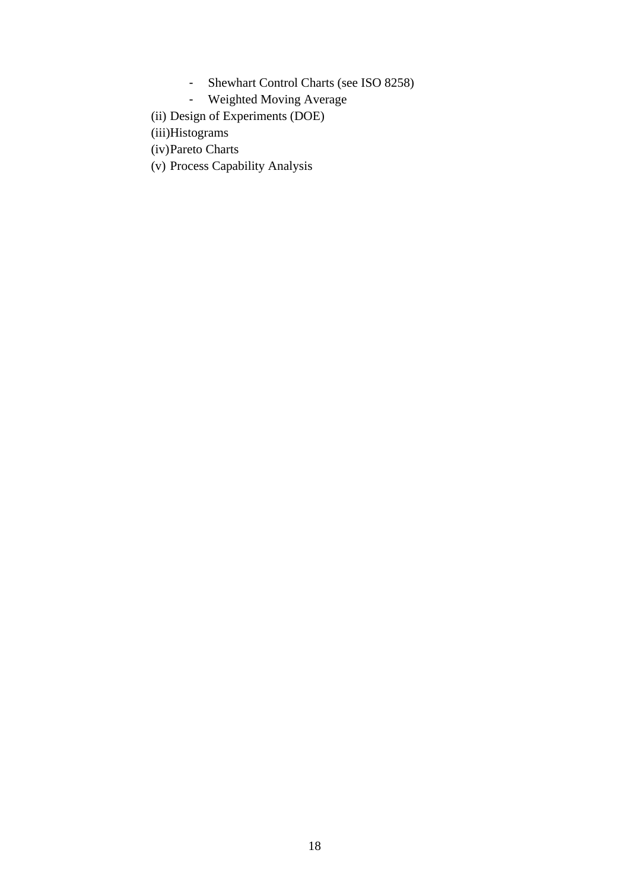- Shewhart Control Charts (see ISO 8258)
    - Weighted Moving Average

(ii) Design of Experiments (DOE)

(iii) Histograms

(iv) Pareto Charts

(v) Process Capability Analysis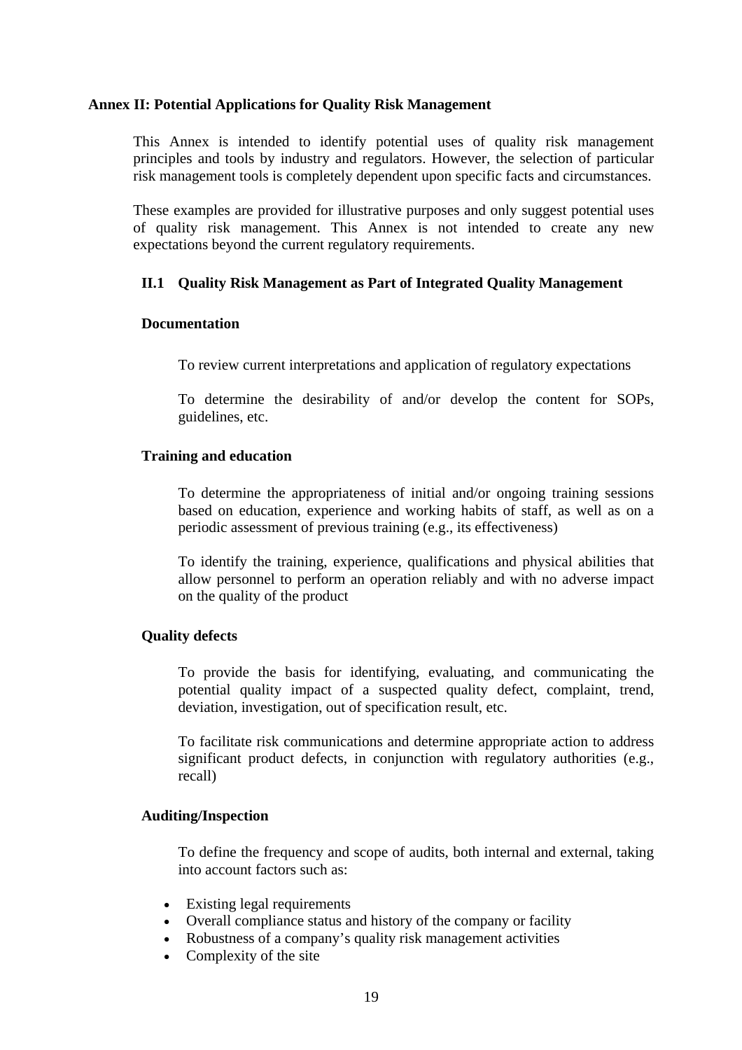## Annex II: Potential Applications for Quality Risk Management

This Annex is intended to identify potential uses of quality risk management principles and tools by industry and regulators. However, the selection of particular risk management tools is completely dependent upon specific facts and circumstances.

These examples are provided for illustrative purposes and only suggest potential uses of quality risk management. This Annex is not intended to create any new expectations beyond the current regulatory requirements.

### II.1 Quality Risk Management as Part of Integrated Quality Management

#### Documentation

To review current interpretations and application of regulatory expectations

To determine the desirability of and/or develop the content for SOPs, guidelines, etc.

#### Training and education

To determine the appropriateness of initial and/or ongoing training sessions based on education, experience and working habits of staff, as well as on a periodic assessment of previous training (e.g., its effectiveness)

To identify the training, experience, qualifications and physical abilities that allow personnel to perform an operation reliably and with no adverse impact on the quality of the product

#### Quality defects

To provide the basis for identifying, evaluating, and communicating the potential quality impact of a suspected quality defect, complaint, trend, deviation, investigation, out of specification result, etc.

To facilitate risk communications and determine appropriate action to address significant product defects, in conjunction with regulatory authorities (e.g., recall)

#### Auditing/Inspection

To define the frequency and scope of audits, both internal and external, taking into account factors such as:

- Existing legal requirements
- Overall compliance status and history of the company or facility
- Robustness of a company's quality risk management activities
- Complexity of the site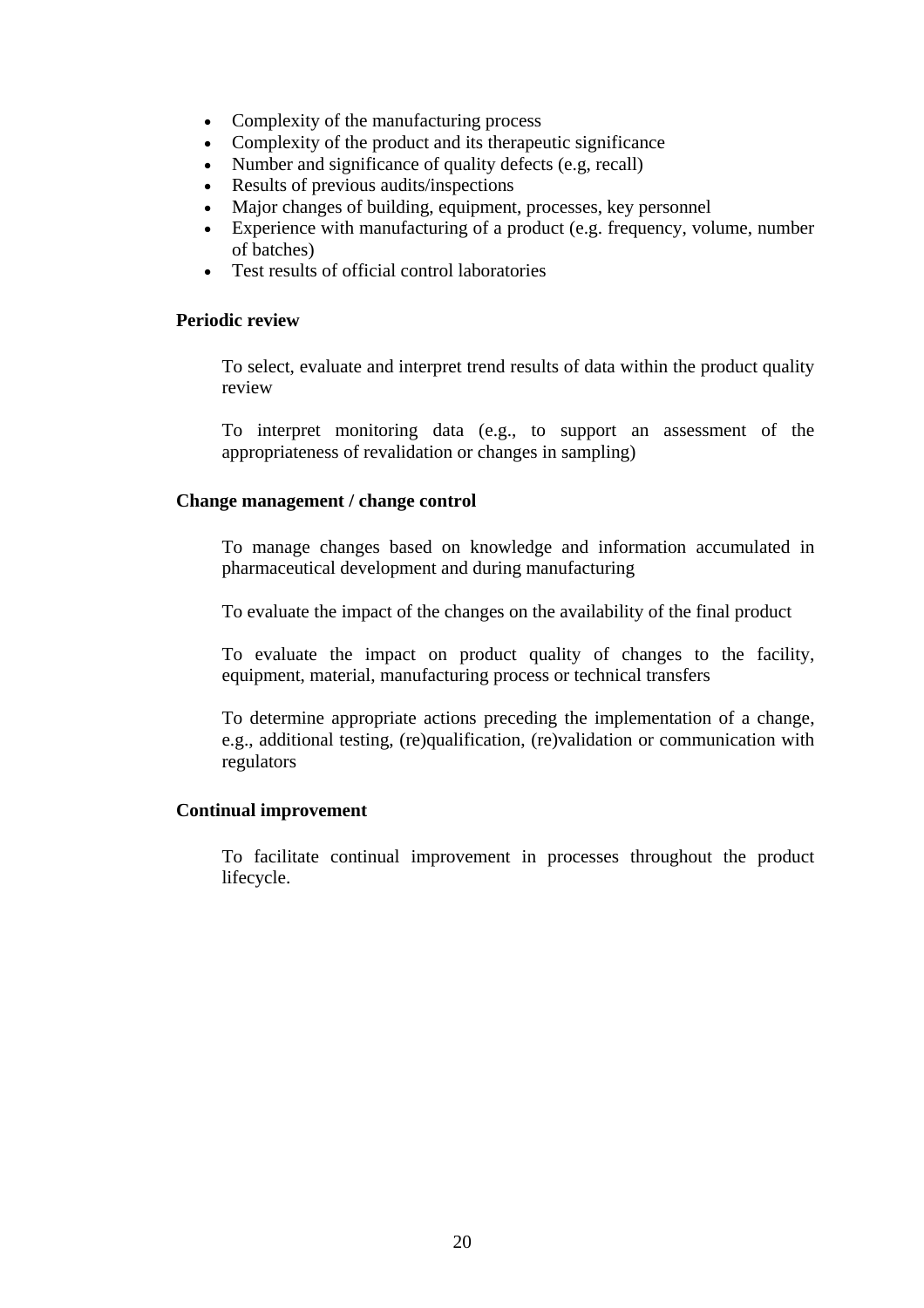- Complexity of the manufacturing process
- Complexity of the product and its therapeutic significance
- Number and significance of quality defects (e.g, recall)
- Results of previous audits/inspections
- Major changes of building, equipment, processes, key personnel
- Experience with manufacturing of a product (e.g. frequency, volume, number of batches)
- Test results of official control laboratories

**Periodic review**

To select, evaluate and interpret trend results of data within the product quality review

To interpret monitoring data (e.g., to support an assessment of the appropriateness of revalidation or changes in sampling)

**Change management / change control**

To manage changes based on knowledge and information accumulated in pharmaceutical development and during manufacturing

To evaluate the impact of the changes on the availability of the final product

To evaluate the impact on product quality of changes to the facility, equipment, material, manufacturing process or technical transfers

To determine appropriate actions preceding the implementation of a change, e.g., additional testing, (re)qualification, (re)validation or communication with regulators

**Continual improvement**

To facilitate continual improvement in processes throughout the product lifecycle.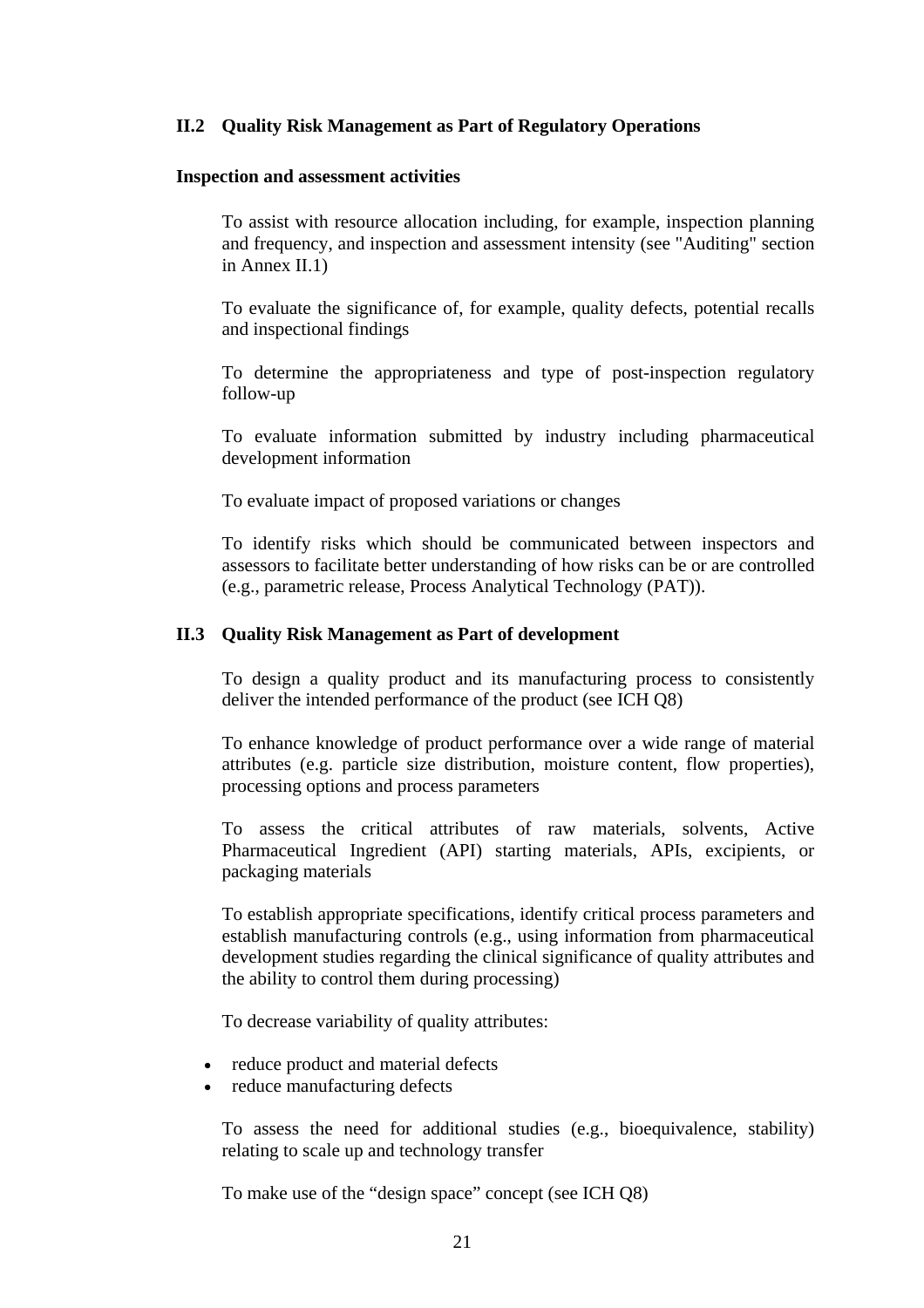### II.2 Quality Risk Management as Part of Regulatory Operations

**Inspection and assessment activities**

To assist with resource allocation including, for example, inspection planning and frequency, and inspection and assessment intensity (see "Auditing" section in Annex II.1)

To evaluate the significance of, for example, quality defects, potential recalls and inspectional findings

To determine the appropriateness and type of post-inspection regulatory follow-up

To evaluate information submitted by industry including pharmaceutical development information

To evaluate impact of proposed variations or changes

To identify risks which should be communicated between inspectors and assessors to facilitate better understanding of how risks can be or are controlled (e.g., parametric release, Process Analytical Technology (PAT)).

### II.3 Quality Risk Management as Part of development

To design a quality product and its manufacturing process to consistently deliver the intended performance of the product (see ICH Q8)

To enhance knowledge of product performance over a wide range of material attributes (e.g. particle size distribution, moisture content, flow properties), processing options and process parameters

To assess the critical attributes of raw materials, solvents, Active Pharmaceutical Ingredient (API) starting materials, APIs, excipients, or packaging materials

To establish appropriate specifications, identify critical process parameters and establish manufacturing controls (e.g., using information from pharmaceutical development studies regarding the clinical significance of quality attributes and the ability to control them during processing)

To decrease variability of quality attributes:

- reduce product and material defects
- reduce manufacturing defects

To assess the need for additional studies (e.g., bioequivalence, stability) relating to scale up and technology transfer

To make use of the “design space” concept (see ICH Q8)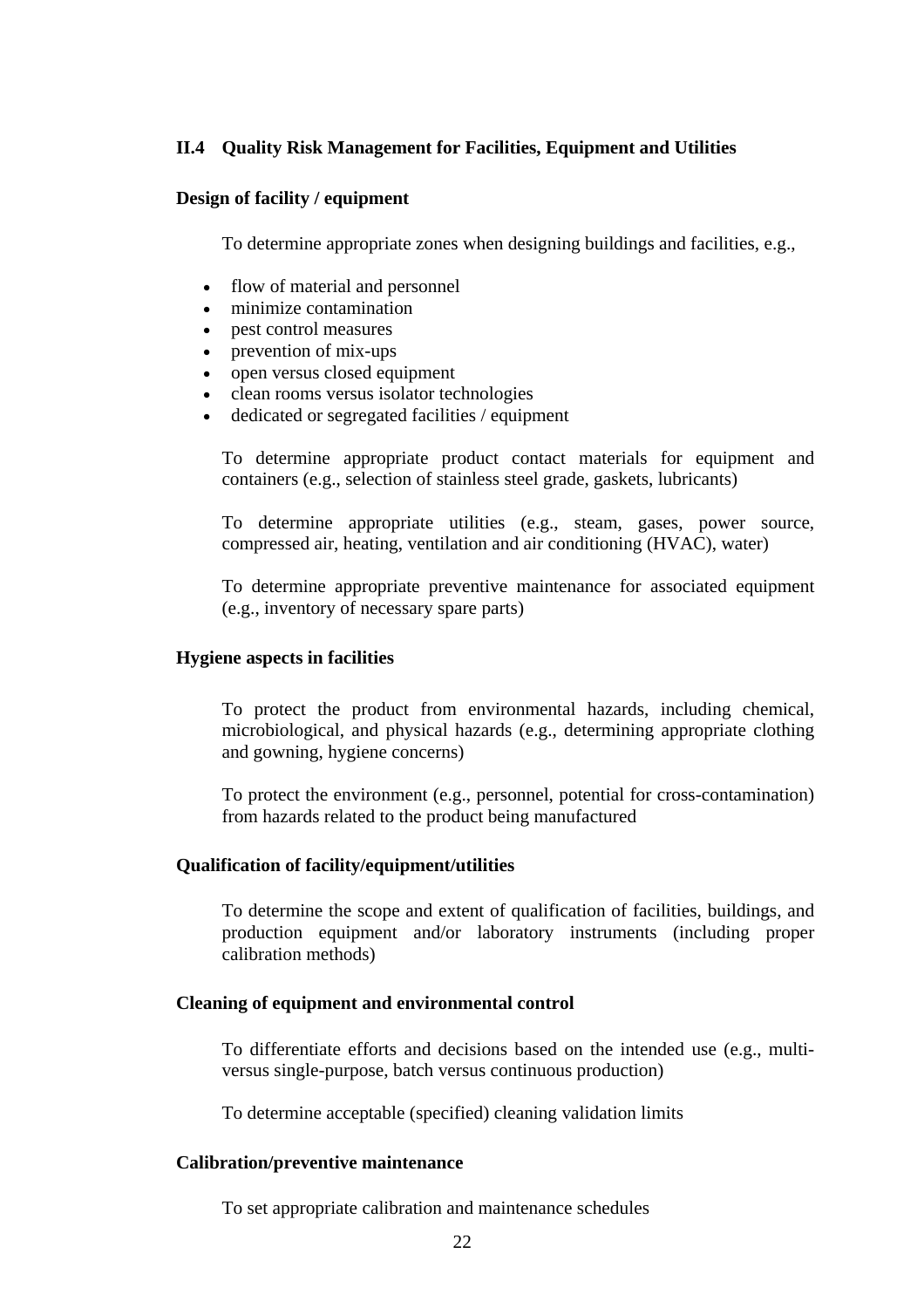## II.4 Quality Risk Management for Facilities, Equipment and Utilities

**Design of facility / equipment**

To determine appropriate zones when designing buildings and facilities, e.g.,

- flow of material and personnel
- minimize contamination
- pest control measures
- prevention of mix-ups
- open versus closed equipment
- clean rooms versus isolator technologies
- dedicated or segregated facilities / equipment

To determine appropriate product contact materials for equipment and containers (e.g., selection of stainless steel grade, gaskets, lubricants)

To determine appropriate utilities (e.g., steam, gases, power source, compressed air, heating, ventilation and air conditioning (HVAC), water)

To determine appropriate preventive maintenance for associated equipment (e.g., inventory of necessary spare parts)

**Hygiene aspects in facilities**

To protect the product from environmental hazards, including chemical, microbiological, and physical hazards (e.g., determining appropriate clothing and gowning, hygiene concerns)

To protect the environment (e.g., personnel, potential for cross-contamination) from hazards related to the product being manufactured

**Qualification of facility/equipment/utilities**

To determine the scope and extent of qualification of facilities, buildings, and production equipment and/or laboratory instruments (including proper calibration methods)

**Cleaning of equipment and environmental control**

To differentiate efforts and decisions based on the intended use (e.g., multi- versus single-purpose, batch versus continuous production)

To determine acceptable (specified) cleaning validation limits

**Calibration/preventive maintenance**

To set appropriate calibration and maintenance schedules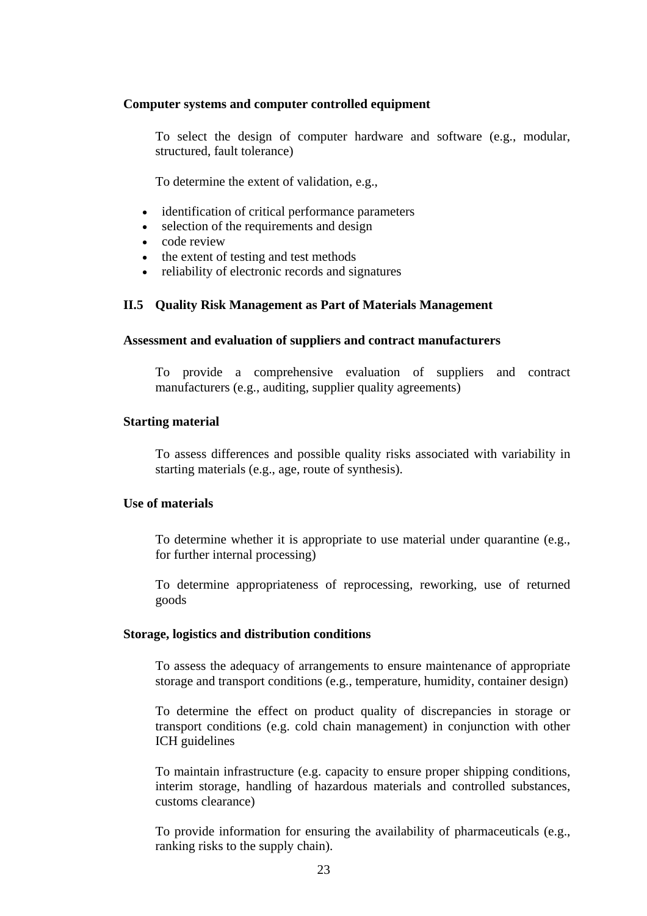**Computer systems and computer controlled equipment**

To select the design of computer hardware and software (e.g., modular, structured, fault tolerance)

To determine the extent of validation, e.g.,

- identification of critical performance parameters
- selection of the requirements and design
- code review
- the extent of testing and test methods
- reliability of electronic records and signatures

### II.5 Quality Risk Management as Part of Materials Management

**Assessment and evaluation of suppliers and contract manufacturers**

To provide a comprehensive evaluation of suppliers and contract manufacturers (e.g., auditing, supplier quality agreements)

**Starting material**

To assess differences and possible quality risks associated with variability in starting materials (e.g., age, route of synthesis).

**Use of materials**

To determine whether it is appropriate to use material under quarantine (e.g., for further internal processing)

To determine appropriateness of reprocessing, reworking, use of returned goods

**Storage, logistics and distribution conditions**

To assess the adequacy of arrangements to ensure maintenance of appropriate storage and transport conditions (e.g., temperature, humidity, container design)

To determine the effect on product quality of discrepancies in storage or transport conditions (e.g. cold chain management) in conjunction with other ICH guidelines

To maintain infrastructure (e.g. capacity to ensure proper shipping conditions, interim storage, handling of hazardous materials and controlled substances, customs clearance)

To provide information for ensuring the availability of pharmaceuticals (e.g., ranking risks to the supply chain).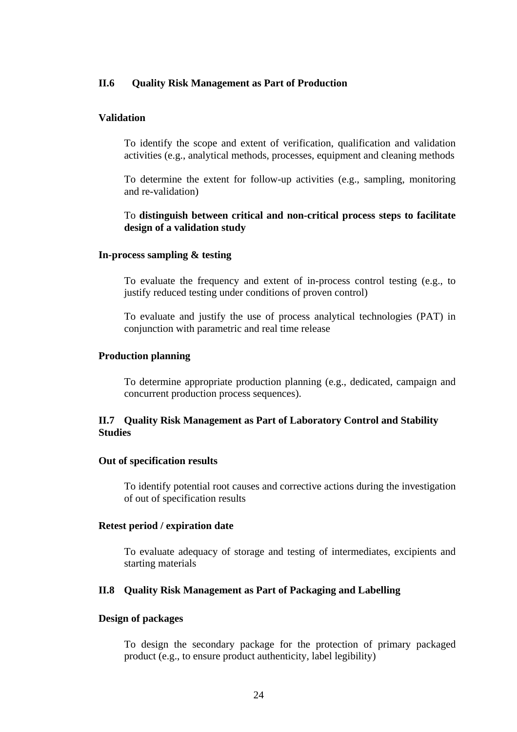## II.6 Quality Risk Management as Part of Production

### Validation

To identify the scope and extent of verification, qualification and validation activities (e.g., analytical methods, processes, equipment and cleaning methods

To determine the extent for follow-up activities (e.g., sampling, monitoring and re-validation)

To **distinguish between critical and non-critical process steps to facilitate design of a validation study**

### In-process sampling & testing

To evaluate the frequency and extent of in-process control testing (e.g., to justify reduced testing under conditions of proven control)

To evaluate and justify the use of process analytical technologies (PAT) in conjunction with parametric and real time release

### Production planning

To determine appropriate production planning (e.g., dedicated, campaign and concurrent production process sequences).

## II.7 Quality Risk Management as Part of Laboratory Control and Stability Studies

### Out of specification results

To identify potential root causes and corrective actions during the investigation of out of specification results

### Retest period / expiration date

To evaluate adequacy of storage and testing of intermediates, excipients and starting materials

## II.8 Quality Risk Management as Part of Packaging and Labelling

### Design of packages

To design the secondary package for the protection of primary packaged product (e.g., to ensure product authenticity, label legibility)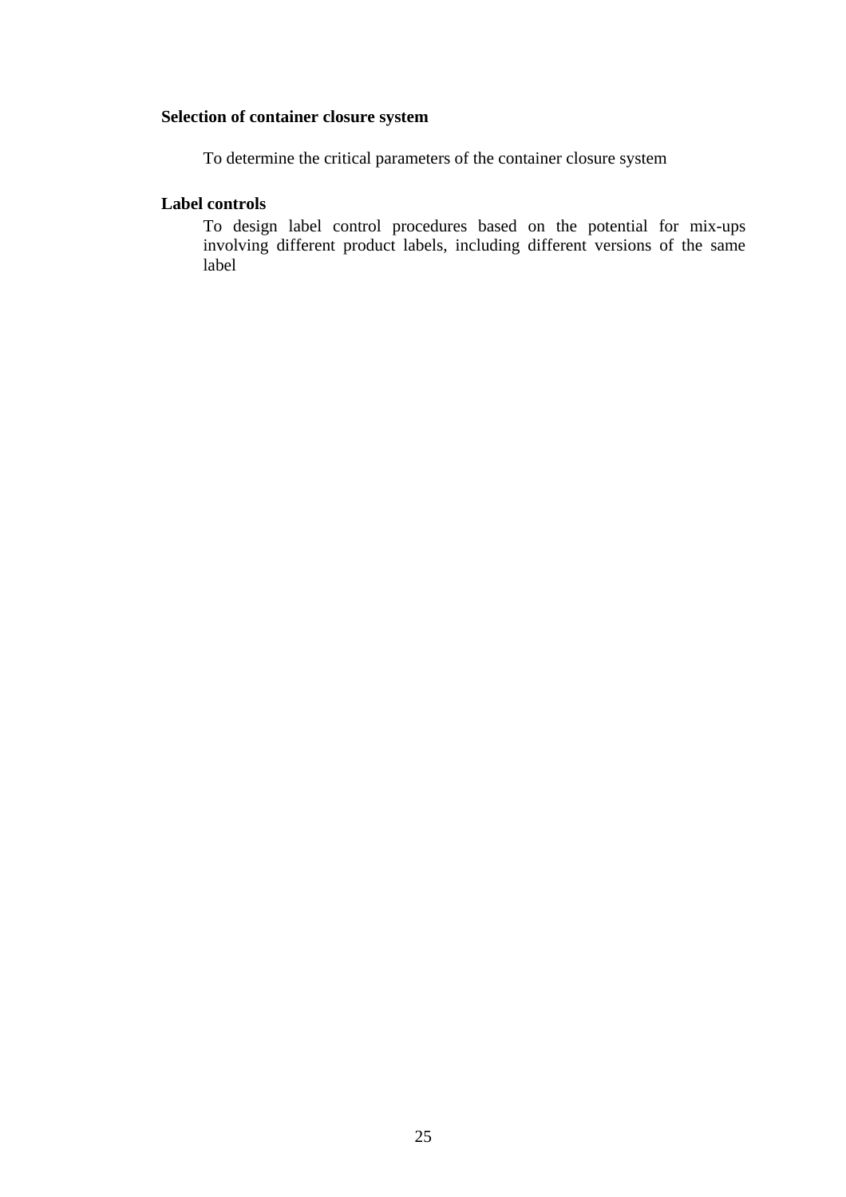**Selection of container closure system**

To determine the critical parameters of the container closure system

**Label controls**

To design label control procedures based on the potential for mix-ups involving different product labels, including different versions of the same label